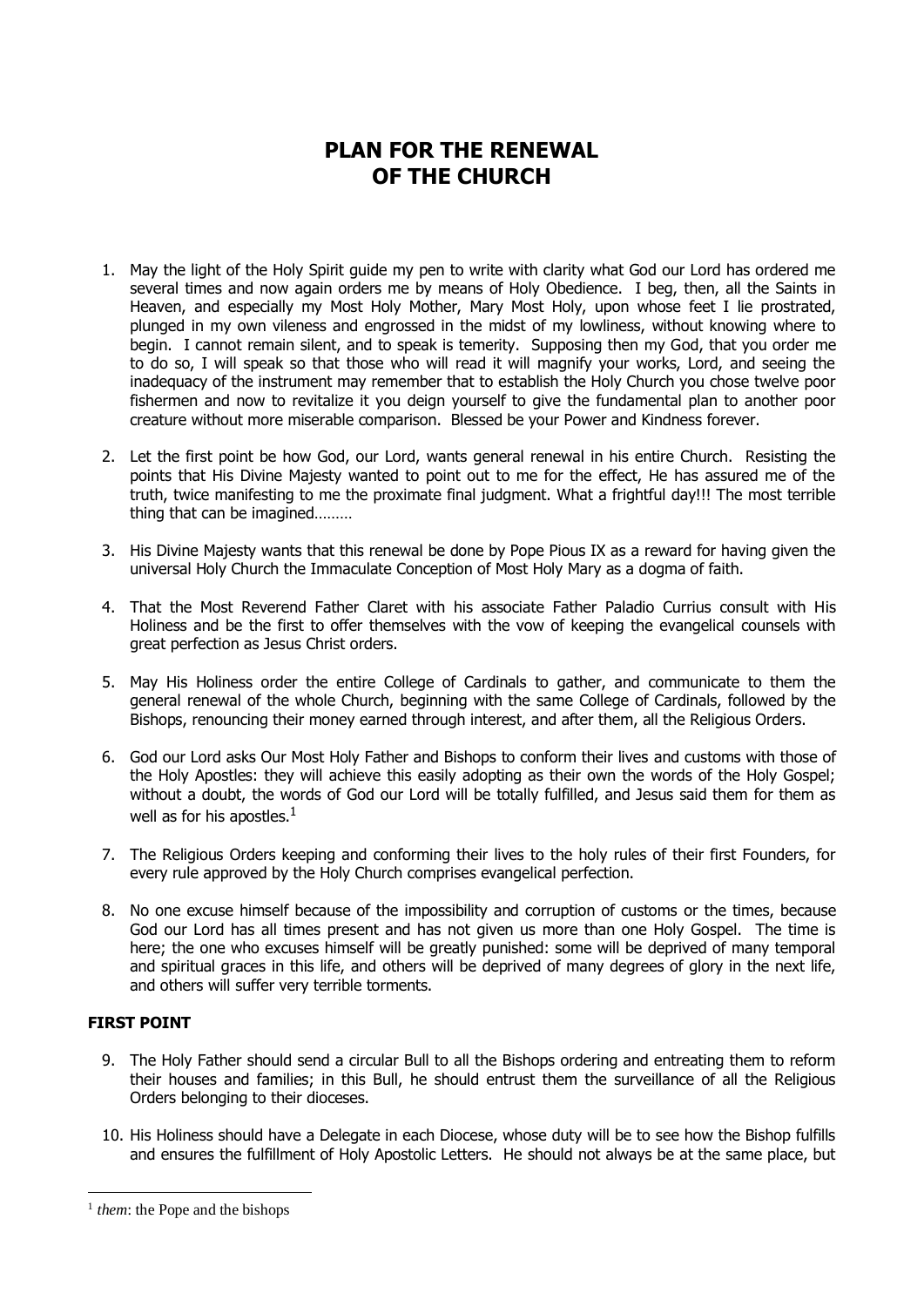# PLAN FOR THE RENEWAL OF THE CHURCH

1. May the light of the Holy Spirit guide my pen to write with clarity what God our Lord has ordered me several times and now again orders me by means of Holy Obedience. I beg, then, all the Saints in Heaven, and especially my Most Holy Mother, Mary Most Holy, upon whose feet I lie prostrated, plunged in my own vileness and engrossed in the midst of my lowliness, without knowing where to begin. I cannot remain silent, and to speak is temerity. Supposing then my God, that you order me to do so, I will speak so that those who will read it will magnify your works, Lord, and seeing the inadequacy of the instrument may remember that to establish the Holy Church you chose twelve poor fishermen and now to revitalize it you deign yourself to give the fundamental plan to another poor creature without more miserable comparison. Blessed be your Power and Kindness forever.

2. Let the first point be how God, our Lord, wants general renewal in his entire Church. Resisting the points that His Divine Majesty wanted to point out to me for the effect, He has assured me of the truth, twice manifesting to me the proximate final judgment. What a frightful day!!! The most terrible thing that can be imagined………

3. His Divine Majesty wants that this renewal be done by Pope Pious IX as a reward for having given the universal Holy Church the Immaculate Conception of Most Holy Mary as a dogma of faith.

4. That the Most Reverend Father Claret with his associate Father Paladio Currius consult with His Holiness and be the first to offer themselves with the vow of keeping the evangelical counsels with great perfection as Jesus Christ orders.

5. May His Holiness order the entire College of Cardinals to gather, and communicate to them the general renewal of the whole Church, beginning with the same College of Cardinals, followed by the Bishops, renouncing their money earned through interest, and after them, all the Religious Orders.

6. God our Lord asks Our Most Holy Father and Bishops to conform their lives and customs with those of the Holy Apostles: they will achieve this easily adopting as their own the words of the Holy Gospel; without a doubt, the words of God our Lord will be totally fulfilled, and Jesus said them for them as well as for his apostles.[1]

7. The Religious Orders keeping and conforming their lives to the holy rules of their first Founders, for every rule approved by the Holy Church comprises evangelical perfection.

8. No one excuse himself because of the impossibility and corruption of customs or the times, because God our Lord has all times present and has not given us more than one Holy Gospel. The time is here; the one who excuses himself will be greatly punished: some will be deprived of many temporal and spiritual graces in this life, and others will be deprived of many degrees of glory in the next life, and others will suffer very terrible torments.

**FIRST POINT**

9. The Holy Father should send a circular Bull to all the Bishops ordering and entreating them to reform their houses and families; in this Bull, he should entrust them the surveillance of all the Religious Orders belonging to their dioceses.

10. His Holiness should have a Delegate in each Diocese, whose duty will be to see how the Bishop fulfills and ensures the fulfillment of Holy Apostolic Letters. He should not always be at the same place, but

---

[1] *them*: the Pope and the bishops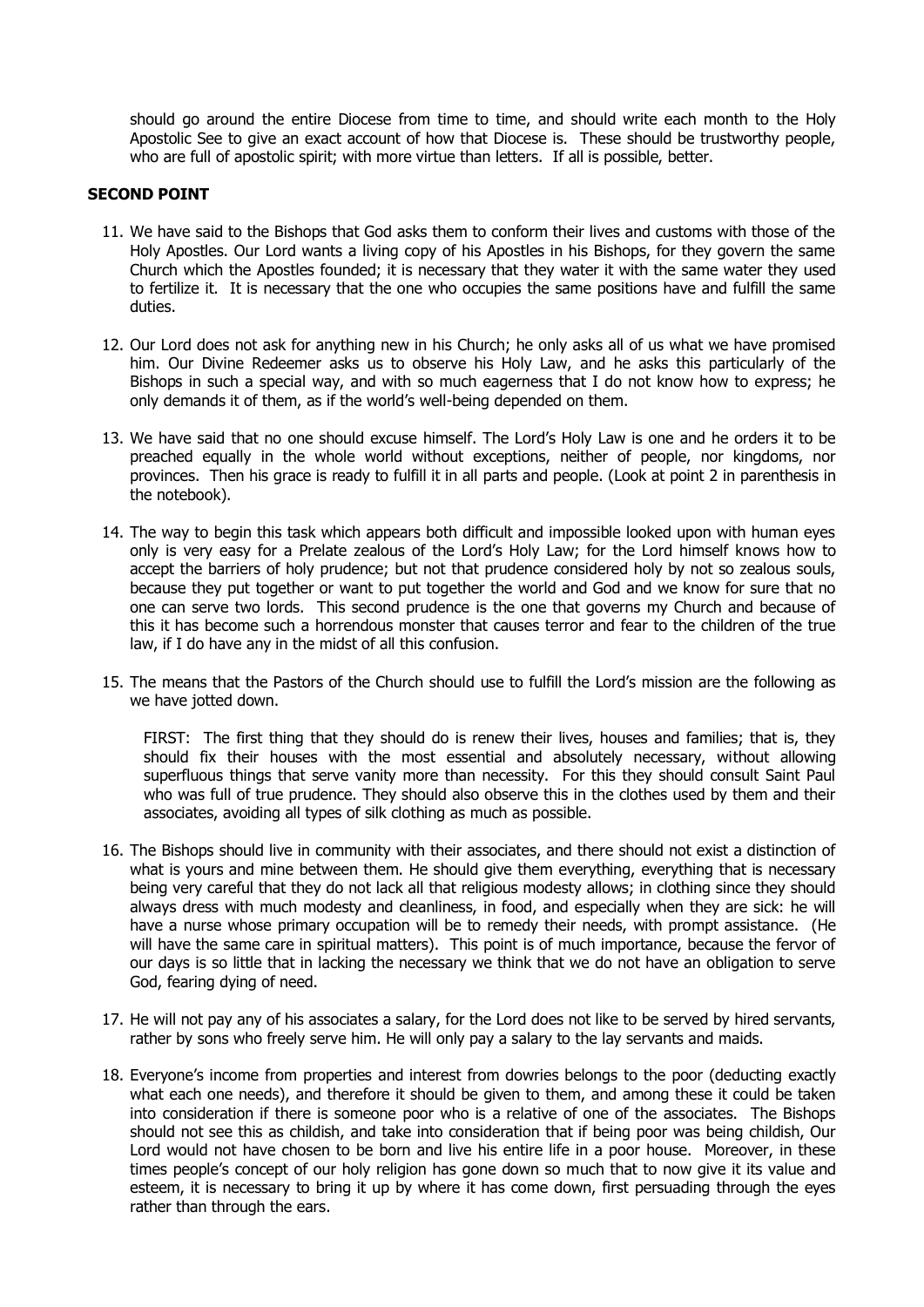should go around the entire Diocese from time to time, and should write each month to the Holy Apostolic See to give an exact account of how that Diocese is. These should be trustworthy people, who are full of apostolic spirit; with more virtue than letters. If all is possible, better.

**SECOND POINT**

11. We have said to the Bishops that God asks them to conform their lives and customs with those of the Holy Apostles. Our Lord wants a living copy of his Apostles in his Bishops, for they govern the same Church which the Apostles founded; it is necessary that they water it with the same water they used to fertilize it. It is necessary that the one who occupies the same positions have and fulfill the same duties.

12. Our Lord does not ask for anything new in his Church; he only asks all of us what we have promised him. Our Divine Redeemer asks us to observe his Holy Law, and he asks this particularly of the Bishops in such a special way, and with so much eagerness that I do not know how to express; he only demands it of them, as if the world's well-being depended on them.

13. We have said that no one should excuse himself. The Lord's Holy Law is one and he orders it to be preached equally in the whole world without exceptions, neither of people, nor kingdoms, nor provinces. Then his grace is ready to fulfill it in all parts and people. (Look at point 2 in parenthesis in the notebook).

14. The way to begin this task which appears both difficult and impossible looked upon with human eyes only is very easy for a Prelate zealous of the Lord's Holy Law; for the Lord himself knows how to accept the barriers of holy prudence; but not that prudence considered holy by not so zealous souls, because they put together or want to put together the world and God and we know for sure that no one can serve two lords. This second prudence is the one that governs my Church and because of this it has become such a horrendous monster that causes terror and fear to the children of the true law, if I do have any in the midst of all this confusion.

15. The means that the Pastors of the Church should use to fulfill the Lord's mission are the following as we have jotted down.

    FIRST: The first thing that they should do is renew their lives, houses and families; that is, they should fix their houses with the most essential and absolutely necessary, without allowing superfluous things that serve vanity more than necessity. For this they should consult Saint Paul who was full of true prudence. They should also observe this in the clothes used by them and their associates, avoiding all types of silk clothing as much as possible.

16. The Bishops should live in community with their associates, and there should not exist a distinction of what is yours and mine between them. He should give them everything, everything that is necessary being very careful that they do not lack all that religious modesty allows; in clothing since they should always dress with much modesty and cleanliness, in food, and especially when they are sick: he will have a nurse whose primary occupation will be to remedy their needs, with prompt assistance. (He will have the same care in spiritual matters). This point is of much importance, because the fervor of our days is so little that in lacking the necessary we think that we do not have an obligation to serve God, fearing dying of need.

17. He will not pay any of his associates a salary, for the Lord does not like to be served by hired servants, rather by sons who freely serve him. He will only pay a salary to the lay servants and maids.

18. Everyone's income from properties and interest from dowries belongs to the poor (deducting exactly what each one needs), and therefore it should be given to them, and among these it could be taken into consideration if there is someone poor who is a relative of one of the associates. The Bishops should not see this as childish, and take into consideration that if being poor was being childish, Our Lord would not have chosen to be born and live his entire life in a poor house. Moreover, in these times people's concept of our holy religion has gone down so much that to now give it its value and esteem, it is necessary to bring it up by where it has come down, first persuading through the eyes rather than through the ears.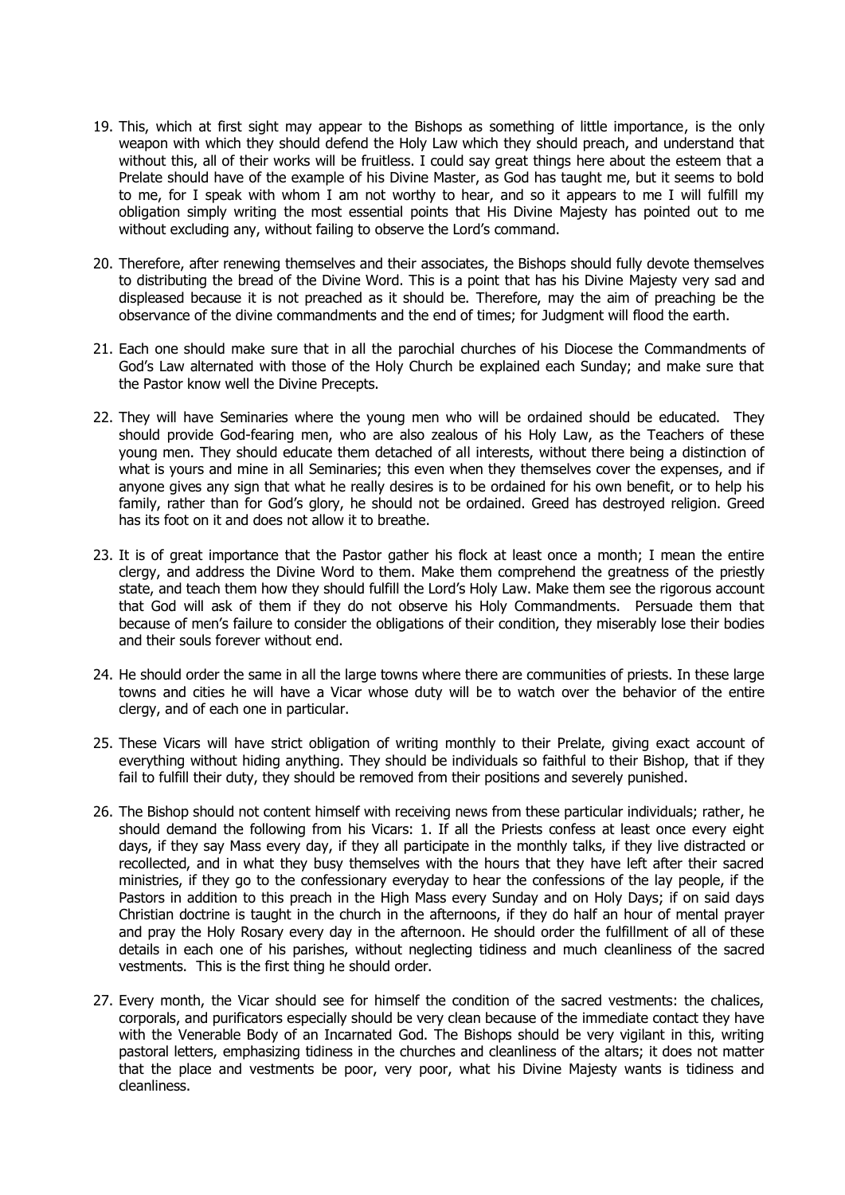19. This, which at first sight may appear to the Bishops as something of little importance, is the only weapon with which they should defend the Holy Law which they should preach, and understand that without this, all of their works will be fruitless. I could say great things here about the esteem that a Prelate should have of the example of his Divine Master, as God has taught me, but it seems to bold to me, for I speak with whom I am not worthy to hear, and so it appears to me I will fulfill my obligation simply writing the most essential points that His Divine Majesty has pointed out to me without excluding any, without failing to observe the Lord's command.

20. Therefore, after renewing themselves and their associates, the Bishops should fully devote themselves to distributing the bread of the Divine Word. This is a point that has his Divine Majesty very sad and displeased because it is not preached as it should be. Therefore, may the aim of preaching be the observance of the divine commandments and the end of times; for Judgment will flood the earth.

21. Each one should make sure that in all the parochial churches of his Diocese the Commandments of God's Law alternated with those of the Holy Church be explained each Sunday; and make sure that the Pastor know well the Divine Precepts.

22. They will have Seminaries where the young men who will be ordained should be educated. They should provide God-fearing men, who are also zealous of his Holy Law, as the Teachers of these young men. They should educate them detached of all interests, without there being a distinction of what is yours and mine in all Seminaries; this even when they themselves cover the expenses, and if anyone gives any sign that what he really desires is to be ordained for his own benefit, or to help his family, rather than for God's glory, he should not be ordained. Greed has destroyed religion. Greed has its foot on it and does not allow it to breathe.

23. It is of great importance that the Pastor gather his flock at least once a month; I mean the entire clergy, and address the Divine Word to them. Make them comprehend the greatness of the priestly state, and teach them how they should fulfill the Lord's Holy Law. Make them see the rigorous account that God will ask of them if they do not observe his Holy Commandments. Persuade them that because of men's failure to consider the obligations of their condition, they miserably lose their bodies and their souls forever without end.

24. He should order the same in all the large towns where there are communities of priests. In these large towns and cities he will have a Vicar whose duty will be to watch over the behavior of the entire clergy, and of each one in particular.

25. These Vicars will have strict obligation of writing monthly to their Prelate, giving exact account of everything without hiding anything. They should be individuals so faithful to their Bishop, that if they fail to fulfill their duty, they should be removed from their positions and severely punished.

26. The Bishop should not content himself with receiving news from these particular individuals; rather, he should demand the following from his Vicars: 1. If all the Priests confess at least once every eight days, if they say Mass every day, if they all participate in the monthly talks, if they live distracted or recollected, and in what they busy themselves with the hours that they have left after their sacred ministries, if they go to the confessionary everyday to hear the confessions of the lay people, if the Pastors in addition to this preach in the High Mass every Sunday and on Holy Days; if on said days Christian doctrine is taught in the church in the afternoons, if they do half an hour of mental prayer and pray the Holy Rosary every day in the afternoon. He should order the fulfillment of all of these details in each one of his parishes, without neglecting tidiness and much cleanliness of the sacred vestments. This is the first thing he should order.

27. Every month, the Vicar should see for himself the condition of the sacred vestments: the chalices, corporals, and purificators especially should be very clean because of the immediate contact they have with the Venerable Body of an Incarnated God. The Bishops should be very vigilant in this, writing pastoral letters, emphasizing tidiness in the churches and cleanliness of the altars; it does not matter that the place and vestments be poor, very poor, what his Divine Majesty wants is tidiness and cleanliness.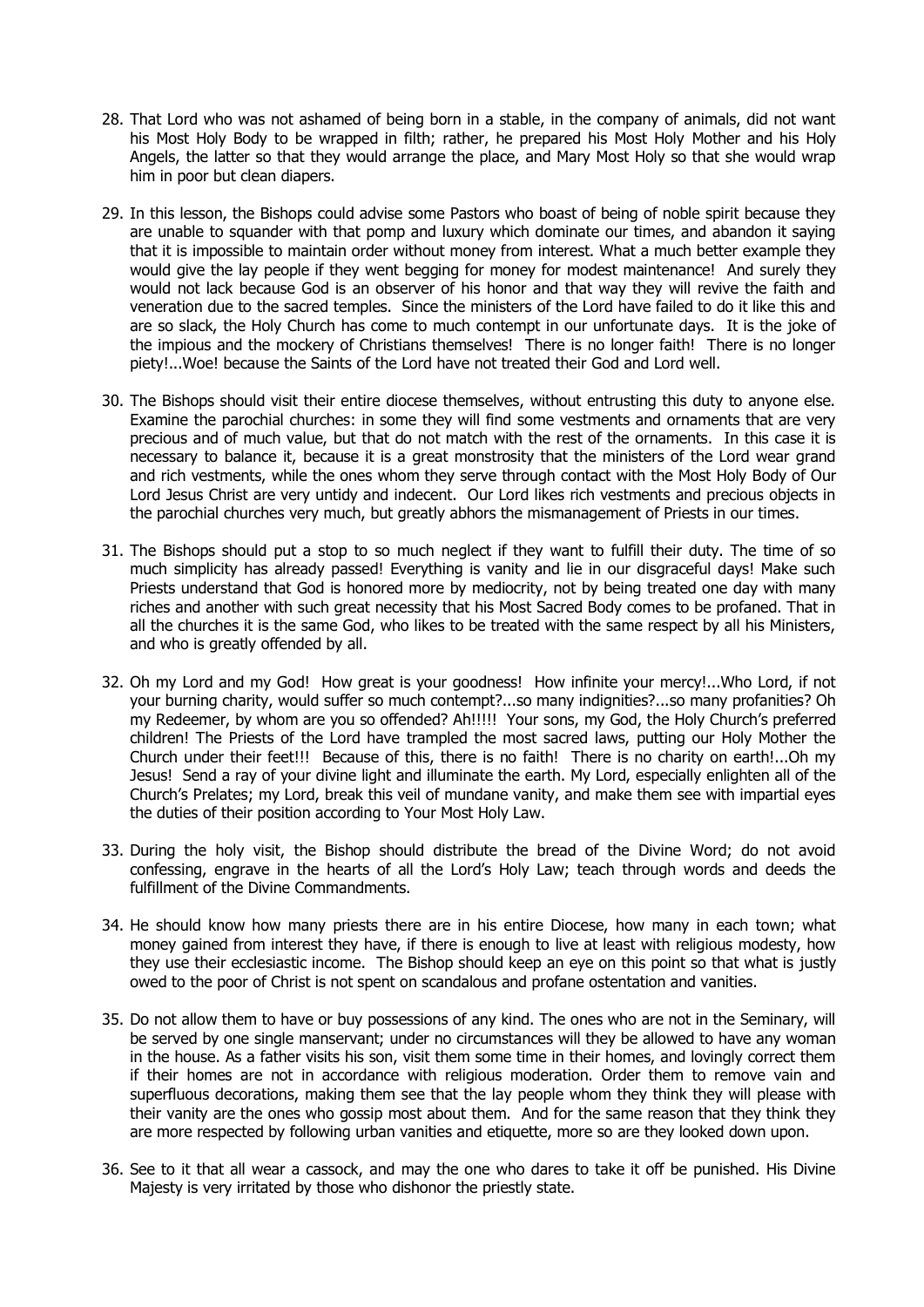28. That Lord who was not ashamed of being born in a stable, in the company of animals, did not want his Most Holy Body to be wrapped in filth; rather, he prepared his Most Holy Mother and his Holy Angels, the latter so that they would arrange the place, and Mary Most Holy so that she would wrap him in poor but clean diapers.

29. In this lesson, the Bishops could advise some Pastors who boast of being of noble spirit because they are unable to squander with that pomp and luxury which dominate our times, and abandon it saying that it is impossible to maintain order without money from interest. What a much better example they would give the lay people if they went begging for money for modest maintenance! And surely they would not lack because God is an observer of his honor and that way they will revive the faith and veneration due to the sacred temples. Since the ministers of the Lord have failed to do it like this and are so slack, the Holy Church has come to much contempt in our unfortunate days. It is the joke of the impious and the mockery of Christians themselves! There is no longer faith! There is no longer piety!...Woe! because the Saints of the Lord have not treated their God and Lord well.

30. The Bishops should visit their entire diocese themselves, without entrusting this duty to anyone else. Examine the parochial churches: in some they will find some vestments and ornaments that are very precious and of much value, but that do not match with the rest of the ornaments. In this case it is necessary to balance it, because it is a great monstrosity that the ministers of the Lord wear grand and rich vestments, while the ones whom they serve through contact with the Most Holy Body of Our Lord Jesus Christ are very untidy and indecent. Our Lord likes rich vestments and precious objects in the parochial churches very much, but greatly abhors the mismanagement of Priests in our times.

31. The Bishops should put a stop to so much neglect if they want to fulfill their duty. The time of so much simplicity has already passed! Everything is vanity and lie in our disgraceful days! Make such Priests understand that God is honored more by mediocrity, not by being treated one day with many riches and another with such great necessity that his Most Sacred Body comes to be profaned. That in all the churches it is the same God, who likes to be treated with the same respect by all his Ministers, and who is greatly offended by all.

32. Oh my Lord and my God! How great is your goodness! How infinite your mercy!...Who Lord, if not your burning charity, would suffer so much contempt?...so many indignities?...so many profanities? Oh my Redeemer, by whom are you so offended? Ah!!!!! Your sons, my God, the Holy Church's preferred children! The Priests of the Lord have trampled the most sacred laws, putting our Holy Mother the Church under their feet!!! Because of this, there is no faith! There is no charity on earth!...Oh my Jesus! Send a ray of your divine light and illuminate the earth. My Lord, especially enlighten all of the Church's Prelates; my Lord, break this veil of mundane vanity, and make them see with impartial eyes the duties of their position according to Your Most Holy Law.

33. During the holy visit, the Bishop should distribute the bread of the Divine Word; do not avoid confessing, engrave in the hearts of all the Lord's Holy Law; teach through words and deeds the fulfillment of the Divine Commandments.

34. He should know how many priests there are in his entire Diocese, how many in each town; what money gained from interest they have, if there is enough to live at least with religious modesty, how they use their ecclesiastic income. The Bishop should keep an eye on this point so that what is justly owed to the poor of Christ is not spent on scandalous and profane ostentation and vanities.

35. Do not allow them to have or buy possessions of any kind. The ones who are not in the Seminary, will be served by one single manservant; under no circumstances will they be allowed to have any woman in the house. As a father visits his son, visit them some time in their homes, and lovingly correct them if their homes are not in accordance with religious moderation. Order them to remove vain and superfluous decorations, making them see that the lay people whom they think they will please with their vanity are the ones who gossip most about them. And for the same reason that they think they are more respected by following urban vanities and etiquette, more so are they looked down upon.

36. See to it that all wear a cassock, and may the one who dares to take it off be punished. His Divine Majesty is very irritated by those who dishonor the priestly state.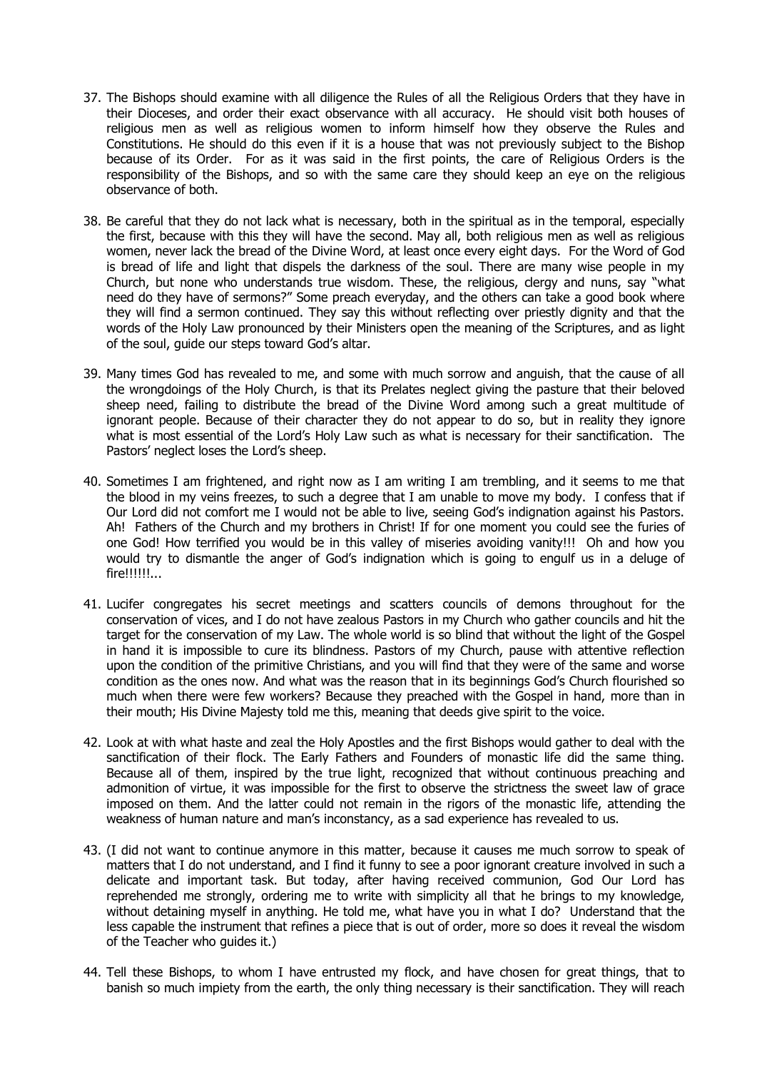37. The Bishops should examine with all diligence the Rules of all the Religious Orders that they have in their Dioceses, and order their exact observance with all accuracy. He should visit both houses of religious men as well as religious women to inform himself how they observe the Rules and Constitutions. He should do this even if it is a house that was not previously subject to the Bishop because of its Order. For as it was said in the first points, the care of Religious Orders is the responsibility of the Bishops, and so with the same care they should keep an eye on the religious observance of both.

38. Be careful that they do not lack what is necessary, both in the spiritual as in the temporal, especially the first, because with this they will have the second. May all, both religious men as well as religious women, never lack the bread of the Divine Word, at least once every eight days. For the Word of God is bread of life and light that dispels the darkness of the soul. There are many wise people in my Church, but none who understands true wisdom. These, the religious, clergy and nuns, say "what need do they have of sermons?" Some preach everyday, and the others can take a good book where they will find a sermon continued. They say this without reflecting over priestly dignity and that the words of the Holy Law pronounced by their Ministers open the meaning of the Scriptures, and as light of the soul, guide our steps toward God's altar.

39. Many times God has revealed to me, and some with much sorrow and anguish, that the cause of all the wrongdoings of the Holy Church, is that its Prelates neglect giving the pasture that their beloved sheep need, failing to distribute the bread of the Divine Word among such a great multitude of ignorant people. Because of their character they do not appear to do so, but in reality they ignore what is most essential of the Lord's Holy Law such as what is necessary for their sanctification. The Pastors' neglect loses the Lord's sheep.

40. Sometimes I am frightened, and right now as I am writing I am trembling, and it seems to me that the blood in my veins freezes, to such a degree that I am unable to move my body. I confess that if Our Lord did not comfort me I would not be able to live, seeing God's indignation against his Pastors. Ah! Fathers of the Church and my brothers in Christ! If for one moment you could see the furies of one God! How terrified you would be in this valley of miseries avoiding vanity!!! Oh and how you would try to dismantle the anger of God's indignation which is going to engulf us in a deluge of fire!!!!!!...

41. Lucifer congregates his secret meetings and scatters councils of demons throughout for the conservation of vices, and I do not have zealous Pastors in my Church who gather councils and hit the target for the conservation of my Law. The whole world is so blind that without the light of the Gospel in hand it is impossible to cure its blindness. Pastors of my Church, pause with attentive reflection upon the condition of the primitive Christians, and you will find that they were of the same and worse condition as the ones now. And what was the reason that in its beginnings God's Church flourished so much when there were few workers? Because they preached with the Gospel in hand, more than in their mouth; His Divine Majesty told me this, meaning that deeds give spirit to the voice.

42. Look at with what haste and zeal the Holy Apostles and the first Bishops would gather to deal with the sanctification of their flock. The Early Fathers and Founders of monastic life did the same thing. Because all of them, inspired by the true light, recognized that without continuous preaching and admonition of virtue, it was impossible for the first to observe the strictness the sweet law of grace imposed on them. And the latter could not remain in the rigors of the monastic life, attending the weakness of human nature and man's inconstancy, as a sad experience has revealed to us.

43. (I did not want to continue anymore in this matter, because it causes me much sorrow to speak of matters that I do not understand, and I find it funny to see a poor ignorant creature involved in such a delicate and important task. But today, after having received communion, God Our Lord has reprehended me strongly, ordering me to write with simplicity all that he brings to my knowledge, without detaining myself in anything. He told me, what have you in what I do? Understand that the less capable the instrument that refines a piece that is out of order, more so does it reveal the wisdom of the Teacher who guides it.)

44. Tell these Bishops, to whom I have entrusted my flock, and have chosen for great things, that to banish so much impiety from the earth, the only thing necessary is their sanctification. They will reach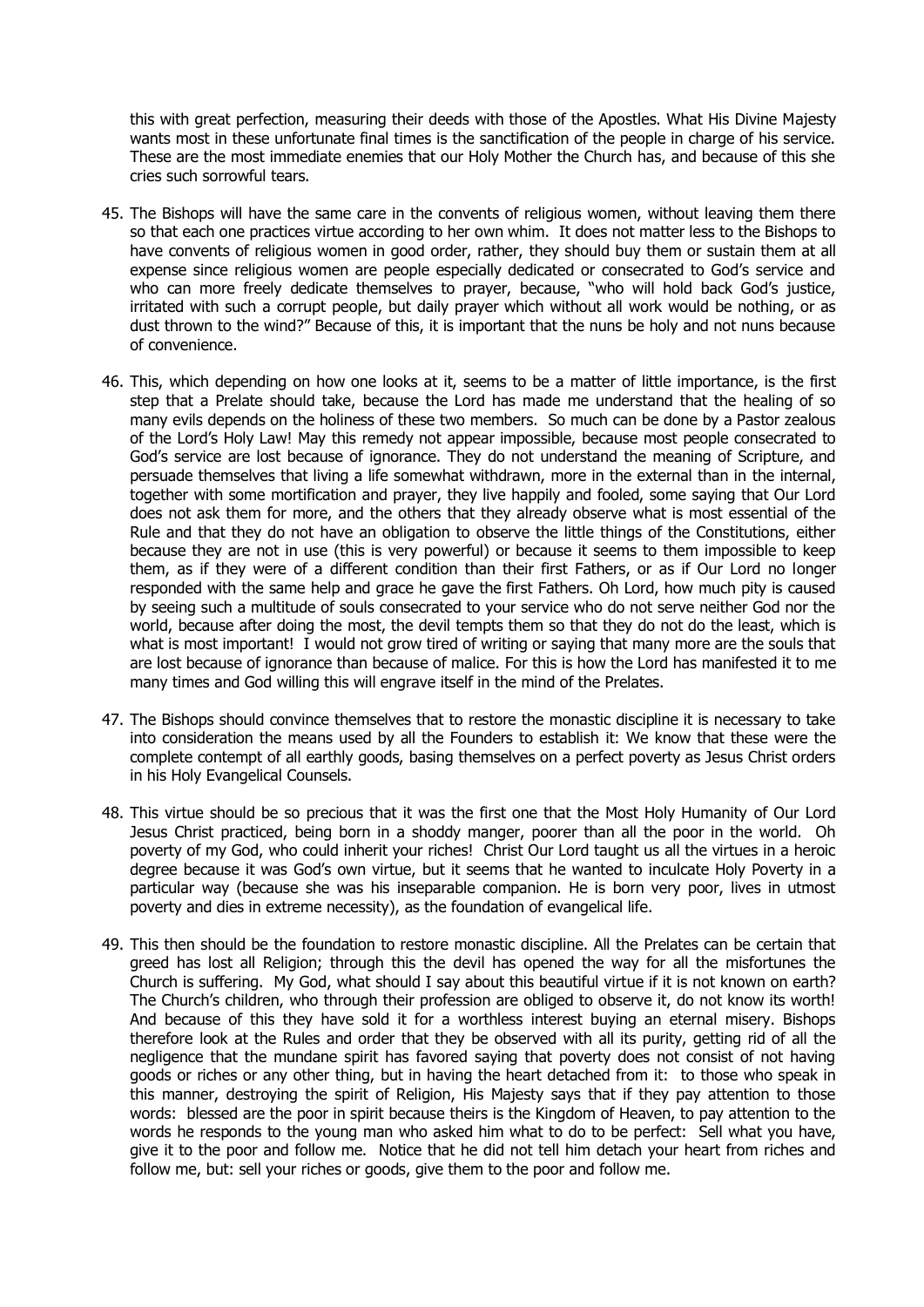this with great perfection, measuring their deeds with those of the Apostles. What His Divine Majesty wants most in these unfortunate final times is the sanctification of the people in charge of his service. These are the most immediate enemies that our Holy Mother the Church has, and because of this she cries such sorrowful tears.

45. The Bishops will have the same care in the convents of religious women, without leaving them there so that each one practices virtue according to her own whim. It does not matter less to the Bishops to have convents of religious women in good order, rather, they should buy them or sustain them at all expense since religious women are people especially dedicated or consecrated to God's service and who can more freely dedicate themselves to prayer, because, "who will hold back God's justice, irritated with such a corrupt people, but daily prayer which without all work would be nothing, or as dust thrown to the wind?" Because of this, it is important that the nuns be holy and not nuns because of convenience.

46. This, which depending on how one looks at it, seems to be a matter of little importance, is the first step that a Prelate should take, because the Lord has made me understand that the healing of so many evils depends on the holiness of these two members. So much can be done by a Pastor zealous of the Lord's Holy Law! May this remedy not appear impossible, because most people consecrated to God's service are lost because of ignorance. They do not understand the meaning of Scripture, and persuade themselves that living a life somewhat withdrawn, more in the external than in the internal, together with some mortification and prayer, they live happily and fooled, some saying that Our Lord does not ask them for more, and the others that they already observe what is most essential of the Rule and that they do not have an obligation to observe the little things of the Constitutions, either because they are not in use (this is very powerful) or because it seems to them impossible to keep them, as if they were of a different condition than their first Fathers, or as if Our Lord no longer responded with the same help and grace he gave the first Fathers. Oh Lord, how much pity is caused by seeing such a multitude of souls consecrated to your service who do not serve neither God nor the world, because after doing the most, the devil tempts them so that they do not do the least, which is what is most important! I would not grow tired of writing or saying that many more are the souls that are lost because of ignorance than because of malice. For this is how the Lord has manifested it to me many times and God willing this will engrave itself in the mind of the Prelates.

47. The Bishops should convince themselves that to restore the monastic discipline it is necessary to take into consideration the means used by all the Founders to establish it: We know that these were the complete contempt of all earthly goods, basing themselves on a perfect poverty as Jesus Christ orders in his Holy Evangelical Counsels.

48. This virtue should be so precious that it was the first one that the Most Holy Humanity of Our Lord Jesus Christ practiced, being born in a shoddy manger, poorer than all the poor in the world. Oh poverty of my God, who could inherit your riches! Christ Our Lord taught us all the virtues in a heroic degree because it was God's own virtue, but it seems that he wanted to inculcate Holy Poverty in a particular way (because she was his inseparable companion. He is born very poor, lives in utmost poverty and dies in extreme necessity), as the foundation of evangelical life.

49. This then should be the foundation to restore monastic discipline. All the Prelates can be certain that greed has lost all Religion; through this the devil has opened the way for all the misfortunes the Church is suffering. My God, what should I say about this beautiful virtue if it is not known on earth? The Church's children, who through their profession are obliged to observe it, do not know its worth! And because of this they have sold it for a worthless interest buying an eternal misery. Bishops therefore look at the Rules and order that they be observed with all its purity, getting rid of all the negligence that the mundane spirit has favored saying that poverty does not consist of not having goods or riches or any other thing, but in having the heart detached from it: to those who speak in this manner, destroying the spirit of Religion, His Majesty says that if they pay attention to those words: blessed are the poor in spirit because theirs is the Kingdom of Heaven, to pay attention to the words he responds to the young man who asked him what to do to be perfect: Sell what you have, give it to the poor and follow me. Notice that he did not tell him detach your heart from riches and follow me, but: sell your riches or goods, give them to the poor and follow me.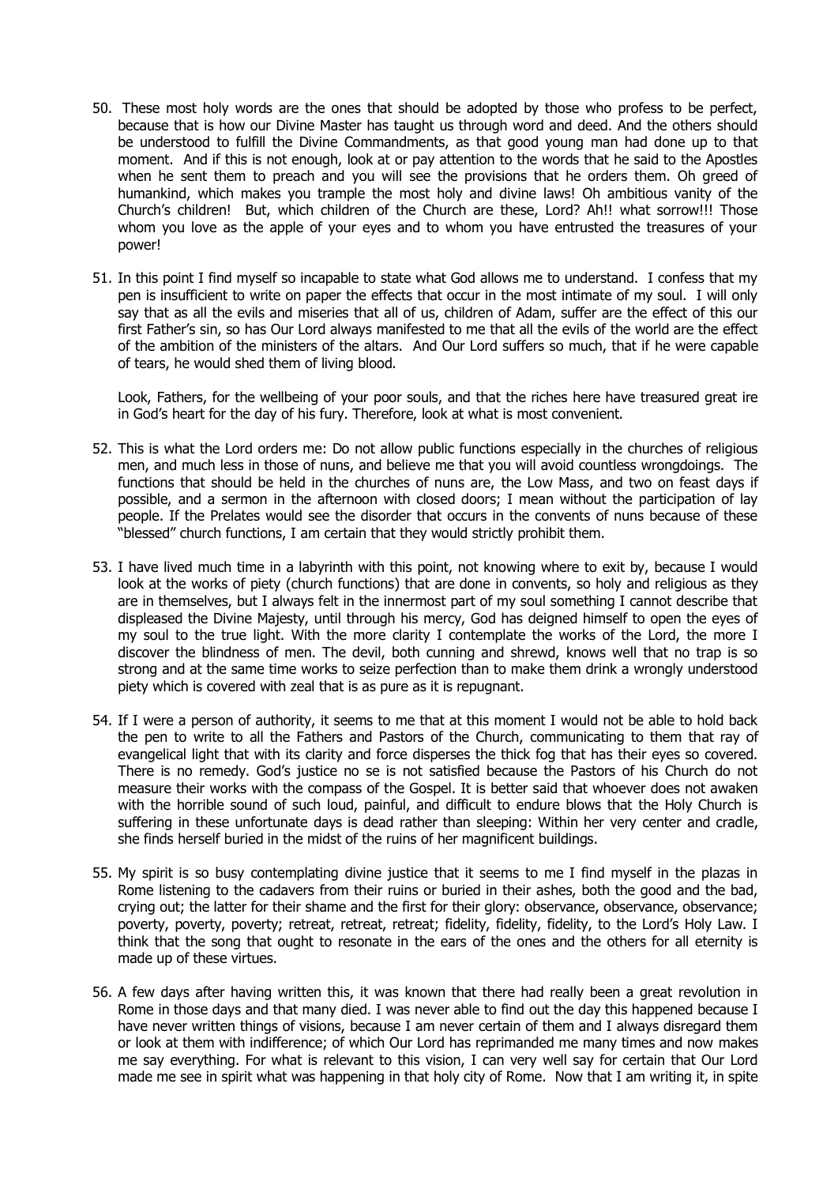50. These most holy words are the ones that should be adopted by those who profess to be perfect, because that is how our Divine Master has taught us through word and deed. And the others should be understood to fulfill the Divine Commandments, as that good young man had done up to that moment. And if this is not enough, look at or pay attention to the words that he said to the Apostles when he sent them to preach and you will see the provisions that he orders them. Oh greed of humankind, which makes you trample the most holy and divine laws! Oh ambitious vanity of the Church's children! But, which children of the Church are these, Lord? Ah!! what sorrow!!! Those whom you love as the apple of your eyes and to whom you have entrusted the treasures of your power!

51. In this point I find myself so incapable to state what God allows me to understand. I confess that my pen is insufficient to write on paper the effects that occur in the most intimate of my soul. I will only say that as all the evils and miseries that all of us, children of Adam, suffer are the effect of this our first Father's sin, so has Our Lord always manifested to me that all the evils of the world are the effect of the ambition of the ministers of the altars. And Our Lord suffers so much, that if he were capable of tears, he would shed them of living blood.

   Look, Fathers, for the wellbeing of your poor souls, and that the riches here have treasured great ire in God's heart for the day of his fury. Therefore, look at what is most convenient.

52. This is what the Lord orders me: Do not allow public functions especially in the churches of religious men, and much less in those of nuns, and believe me that you will avoid countless wrongdoings. The functions that should be held in the churches of nuns are, the Low Mass, and two on feast days if possible, and a sermon in the afternoon with closed doors; I mean without the participation of lay people. If the Prelates would see the disorder that occurs in the convents of nuns because of these "blessed" church functions, I am certain that they would strictly prohibit them.

53. I have lived much time in a labyrinth with this point, not knowing where to exit by, because I would look at the works of piety (church functions) that are done in convents, so holy and religious as they are in themselves, but I always felt in the innermost part of my soul something I cannot describe that displeased the Divine Majesty, until through his mercy, God has deigned himself to open the eyes of my soul to the true light. With the more clarity I contemplate the works of the Lord, the more I discover the blindness of men. The devil, both cunning and shrewd, knows well that no trap is so strong and at the same time works to seize perfection than to make them drink a wrongly understood piety which is covered with zeal that is as pure as it is repugnant.

54. If I were a person of authority, it seems to me that at this moment I would not be able to hold back the pen to write to all the Fathers and Pastors of the Church, communicating to them that ray of evangelical light that with its clarity and force disperses the thick fog that has their eyes so covered. There is no remedy. God's justice no se is not satisfied because the Pastors of his Church do not measure their works with the compass of the Gospel. It is better said that whoever does not awaken with the horrible sound of such loud, painful, and difficult to endure blows that the Holy Church is suffering in these unfortunate days is dead rather than sleeping: Within her very center and cradle, she finds herself buried in the midst of the ruins of her magnificent buildings.

55. My spirit is so busy contemplating divine justice that it seems to me I find myself in the plazas in Rome listening to the cadavers from their ruins or buried in their ashes, both the good and the bad, crying out; the latter for their shame and the first for their glory: observance, observance, observance; poverty, poverty, poverty; retreat, retreat, retreat; fidelity, fidelity, fidelity, to the Lord's Holy Law. I think that the song that ought to resonate in the ears of the ones and the others for all eternity is made up of these virtues.

56. A few days after having written this, it was known that there had really been a great revolution in Rome in those days and that many died. I was never able to find out the day this happened because I have never written things of visions, because I am never certain of them and I always disregard them or look at them with indifference; of which Our Lord has reprimanded me many times and now makes me say everything. For what is relevant to this vision, I can very well say for certain that Our Lord made me see in spirit what was happening in that holy city of Rome. Now that I am writing it, in spite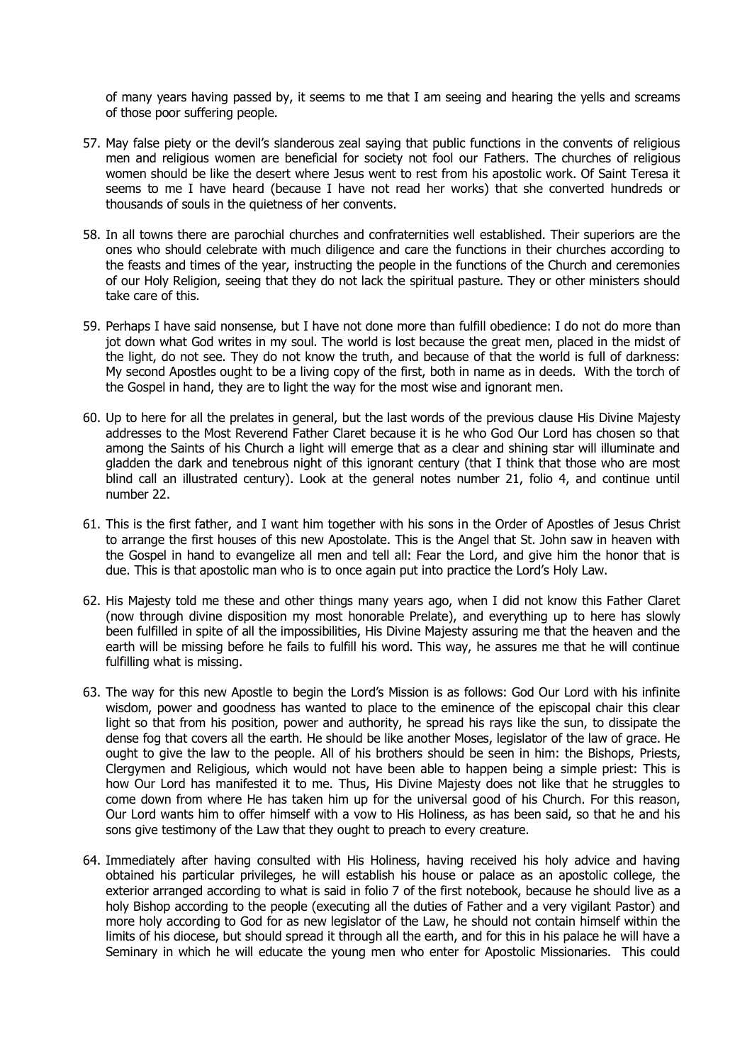of many years having passed by, it seems to me that I am seeing and hearing the yells and screams of those poor suffering people.

57. May false piety or the devil's slanderous zeal saying that public functions in the convents of religious men and religious women are beneficial for society not fool our Fathers. The churches of religious women should be like the desert where Jesus went to rest from his apostolic work. Of Saint Teresa it seems to me I have heard (because I have not read her works) that she converted hundreds or thousands of souls in the quietness of her convents.

58. In all towns there are parochial churches and confraternities well established. Their superiors are the ones who should celebrate with much diligence and care the functions in their churches according to the feasts and times of the year, instructing the people in the functions of the Church and ceremonies of our Holy Religion, seeing that they do not lack the spiritual pasture. They or other ministers should take care of this.

59. Perhaps I have said nonsense, but I have not done more than fulfill obedience: I do not do more than jot down what God writes in my soul. The world is lost because the great men, placed in the midst of the light, do not see. They do not know the truth, and because of that the world is full of darkness: My second Apostles ought to be a living copy of the first, both in name as in deeds. With the torch of the Gospel in hand, they are to light the way for the most wise and ignorant men.

60. Up to here for all the prelates in general, but the last words of the previous clause His Divine Majesty addresses to the Most Reverend Father Claret because it is he who God Our Lord has chosen so that among the Saints of his Church a light will emerge that as a clear and shining star will illuminate and gladden the dark and tenebrous night of this ignorant century (that I think that those who are most blind call an illustrated century). Look at the general notes number 21, folio 4, and continue until number 22.

61. This is the first father, and I want him together with his sons in the Order of Apostles of Jesus Christ to arrange the first houses of this new Apostolate. This is the Angel that St. John saw in heaven with the Gospel in hand to evangelize all men and tell all: Fear the Lord, and give him the honor that is due. This is that apostolic man who is to once again put into practice the Lord's Holy Law.

62. His Majesty told me these and other things many years ago, when I did not know this Father Claret (now through divine disposition my most honorable Prelate), and everything up to here has slowly been fulfilled in spite of all the impossibilities, His Divine Majesty assuring me that the heaven and the earth will be missing before he fails to fulfill his word. This way, he assures me that he will continue fulfilling what is missing.

63. The way for this new Apostle to begin the Lord's Mission is as follows: God Our Lord with his infinite wisdom, power and goodness has wanted to place to the eminence of the episcopal chair this clear light so that from his position, power and authority, he spread his rays like the sun, to dissipate the dense fog that covers all the earth. He should be like another Moses, legislator of the law of grace. He ought to give the law to the people. All of his brothers should be seen in him: the Bishops, Priests, Clergymen and Religious, which would not have been able to happen being a simple priest: This is how Our Lord has manifested it to me. Thus, His Divine Majesty does not like that he struggles to come down from where He has taken him up for the universal good of his Church. For this reason, Our Lord wants him to offer himself with a vow to His Holiness, as has been said, so that he and his sons give testimony of the Law that they ought to preach to every creature.

64. Immediately after having consulted with His Holiness, having received his holy advice and having obtained his particular privileges, he will establish his house or palace as an apostolic college, the exterior arranged according to what is said in folio 7 of the first notebook, because he should live as a holy Bishop according to the people (executing all the duties of Father and a very vigilant Pastor) and more holy according to God for as new legislator of the Law, he should not contain himself within the limits of his diocese, but should spread it through all the earth, and for this in his palace he will have a Seminary in which he will educate the young men who enter for Apostolic Missionaries. This could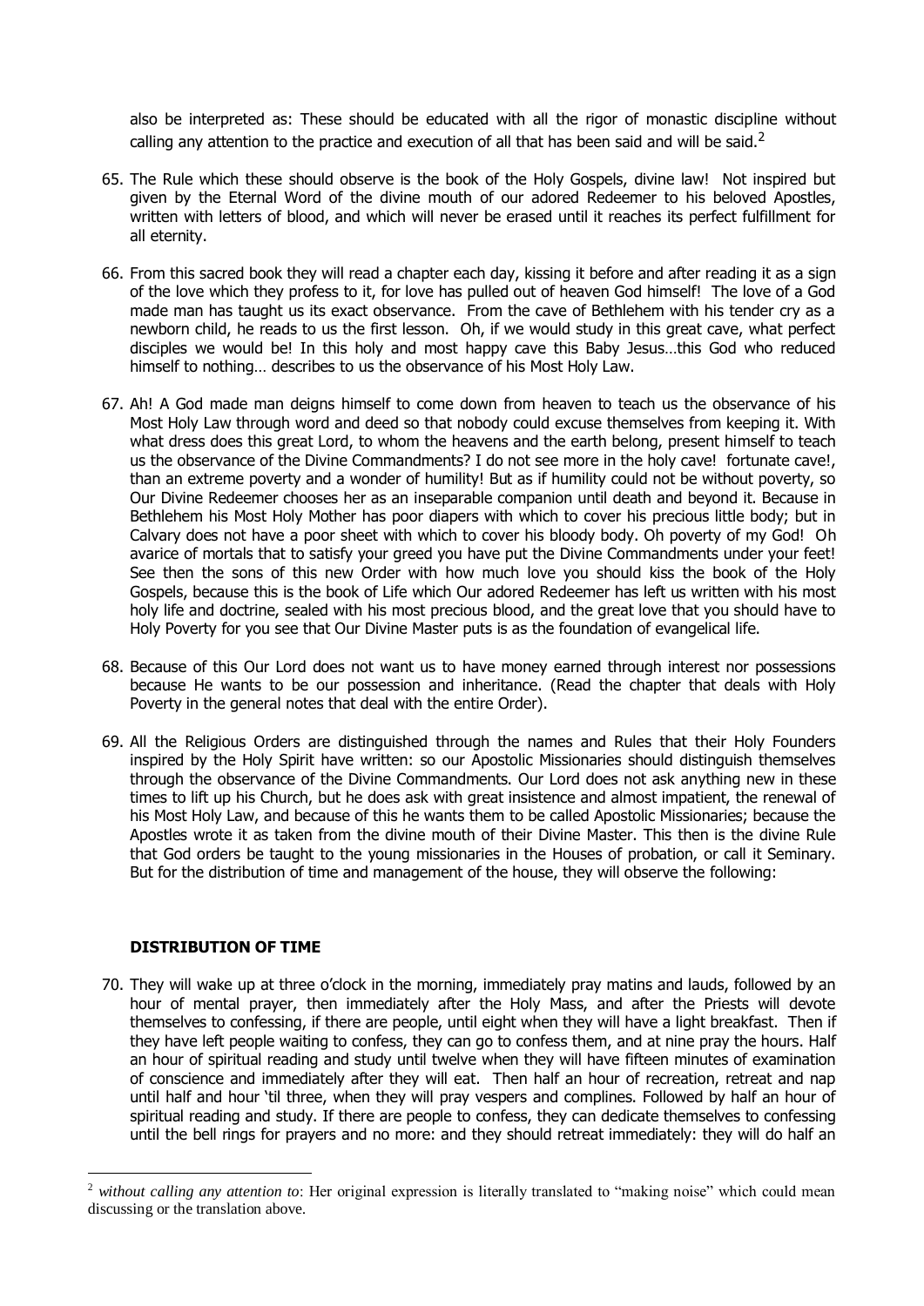also be interpreted as: These should be educated with all the rigor of monastic discipline without calling any attention to the practice and execution of all that has been said and will be said.[2]

65. The Rule which these should observe is the book of the Holy Gospels, divine law! Not inspired but given by the Eternal Word of the divine mouth of our adored Redeemer to his beloved Apostles, written with letters of blood, and which will never be erased until it reaches its perfect fulfillment for all eternity.

66. From this sacred book they will read a chapter each day, kissing it before and after reading it as a sign of the love which they profess to it, for love has pulled out of heaven God himself! The love of a God made man has taught us its exact observance. From the cave of Bethlehem with his tender cry as a newborn child, he reads to us the first lesson. Oh, if we would study in this great cave, what perfect disciples we would be! In this holy and most happy cave this Baby Jesus…this God who reduced himself to nothing… describes to us the observance of his Most Holy Law.

67. Ah! A God made man deigns himself to come down from heaven to teach us the observance of his Most Holy Law through word and deed so that nobody could excuse themselves from keeping it. With what dress does this great Lord, to whom the heavens and the earth belong, present himself to teach us the observance of the Divine Commandments? I do not see more in the holy cave! fortunate cave!, than an extreme poverty and a wonder of humility! But as if humility could not be without poverty, so Our Divine Redeemer chooses her as an inseparable companion until death and beyond it. Because in Bethlehem his Most Holy Mother has poor diapers with which to cover his precious little body; but in Calvary does not have a poor sheet with which to cover his bloody body. Oh poverty of my God! Oh avarice of mortals that to satisfy your greed you have put the Divine Commandments under your feet! See then the sons of this new Order with how much love you should kiss the book of the Holy Gospels, because this is the book of Life which Our adored Redeemer has left us written with his most holy life and doctrine, sealed with his most precious blood, and the great love that you should have to Holy Poverty for you see that Our Divine Master puts is as the foundation of evangelical life.

68. Because of this Our Lord does not want us to have money earned through interest nor possessions because He wants to be our possession and inheritance. (Read the chapter that deals with Holy Poverty in the general notes that deal with the entire Order).

69. All the Religious Orders are distinguished through the names and Rules that their Holy Founders inspired by the Holy Spirit have written: so our Apostolic Missionaries should distinguish themselves through the observance of the Divine Commandments. Our Lord does not ask anything new in these times to lift up his Church, but he does ask with great insistence and almost impatient, the renewal of his Most Holy Law, and because of this he wants them to be called Apostolic Missionaries; because the Apostles wrote it as taken from the divine mouth of their Divine Master. This then is the divine Rule that God orders be taught to the young missionaries in the Houses of probation, or call it Seminary. But for the distribution of time and management of the house, they will observe the following:

### DISTRIBUTION OF TIME

70. They will wake up at three o'clock in the morning, immediately pray matins and lauds, followed by an hour of mental prayer, then immediately after the Holy Mass, and after the Priests will devote themselves to confessing, if there are people, until eight when they will have a light breakfast. Then if they have left people waiting to confess, they can go to confess them, and at nine pray the hours. Half an hour of spiritual reading and study until twelve when they will have fifteen minutes of examination of conscience and immediately after they will eat. Then half an hour of recreation, retreat and nap until half and hour 'til three, when they will pray vespers and complines. Followed by half an hour of spiritual reading and study. If there are people to confess, they can dedicate themselves to confessing until the bell rings for prayers and no more: and they should retreat immediately: they will do half an

---

[2] *without calling any attention to*: Her original expression is literally translated to "making noise" which could mean discussing or the translation above.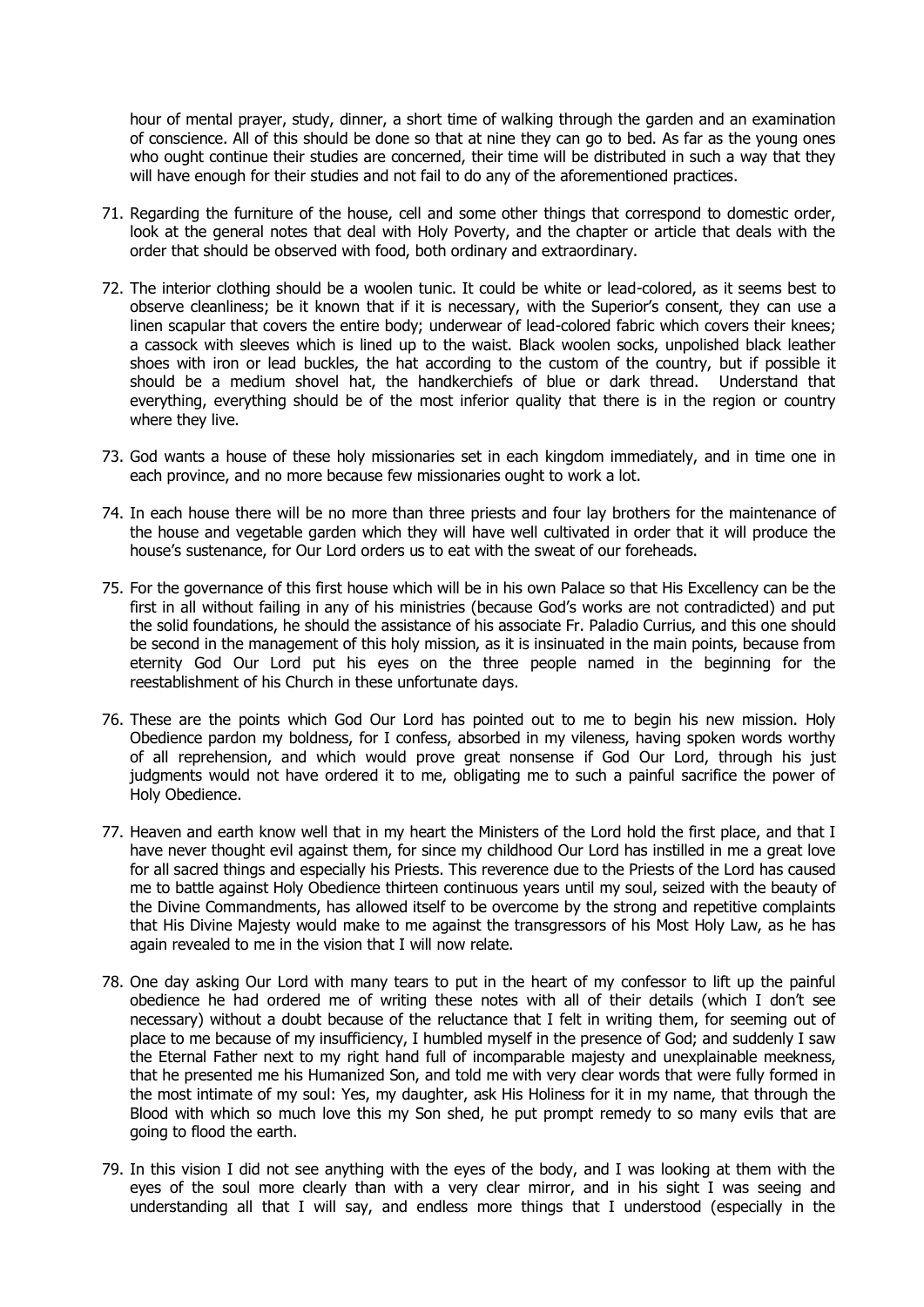hour of mental prayer, study, dinner, a short time of walking through the garden and an examination of conscience. All of this should be done so that at nine they can go to bed. As far as the young ones who ought continue their studies are concerned, their time will be distributed in such a way that they will have enough for their studies and not fail to do any of the aforementioned practices.

71. Regarding the furniture of the house, cell and some other things that correspond to domestic order, look at the general notes that deal with Holy Poverty, and the chapter or article that deals with the order that should be observed with food, both ordinary and extraordinary.

72. The interior clothing should be a woolen tunic. It could be white or lead-colored, as it seems best to observe cleanliness; be it known that if it is necessary, with the Superior's consent, they can use a linen scapular that covers the entire body; underwear of lead-colored fabric which covers their knees; a cassock with sleeves which is lined up to the waist. Black woolen socks, unpolished black leather shoes with iron or lead buckles, the hat according to the custom of the country, but if possible it should be a medium shovel hat, the handkerchiefs of blue or dark thread. Understand that everything, everything should be of the most inferior quality that there is in the region or country where they live.

73. God wants a house of these holy missionaries set in each kingdom immediately, and in time one in each province, and no more because few missionaries ought to work a lot.

74. In each house there will be no more than three priests and four lay brothers for the maintenance of the house and vegetable garden which they will have well cultivated in order that it will produce the house's sustenance, for Our Lord orders us to eat with the sweat of our foreheads.

75. For the governance of this first house which will be in his own Palace so that His Excellency can be the first in all without failing in any of his ministries (because God's works are not contradicted) and put the solid foundations, he should the assistance of his associate Fr. Paladio Currius, and this one should be second in the management of this holy mission, as it is insinuated in the main points, because from eternity God Our Lord put his eyes on the three people named in the beginning for the reestablishment of his Church in these unfortunate days.

76. These are the points which God Our Lord has pointed out to me to begin his new mission. Holy Obedience pardon my boldness, for I confess, absorbed in my vileness, having spoken words worthy of all reprehension, and which would prove great nonsense if God Our Lord, through his just judgments would not have ordered it to me, obligating me to such a painful sacrifice the power of Holy Obedience.

77. Heaven and earth know well that in my heart the Ministers of the Lord hold the first place, and that I have never thought evil against them, for since my childhood Our Lord has instilled in me a great love for all sacred things and especially his Priests. This reverence due to the Priests of the Lord has caused me to battle against Holy Obedience thirteen continuous years until my soul, seized with the beauty of the Divine Commandments, has allowed itself to be overcome by the strong and repetitive complaints that His Divine Majesty would make to me against the transgressors of his Most Holy Law, as he has again revealed to me in the vision that I will now relate.

78. One day asking Our Lord with many tears to put in the heart of my confessor to lift up the painful obedience he had ordered me of writing these notes with all of their details (which I don't see necessary) without a doubt because of the reluctance that I felt in writing them, for seeming out of place to me because of my insufficiency, I humbled myself in the presence of God; and suddenly I saw the Eternal Father next to my right hand full of incomparable majesty and unexplainable meekness, that he presented me his Humanized Son, and told me with very clear words that were fully formed in the most intimate of my soul: Yes, my daughter, ask His Holiness for it in my name, that through the Blood with which so much love this my Son shed, he put prompt remedy to so many evils that are going to flood the earth.

79. In this vision I did not see anything with the eyes of the body, and I was looking at them with the eyes of the soul more clearly than with a very clear mirror, and in his sight I was seeing and understanding all that I will say, and endless more things that I understood (especially in the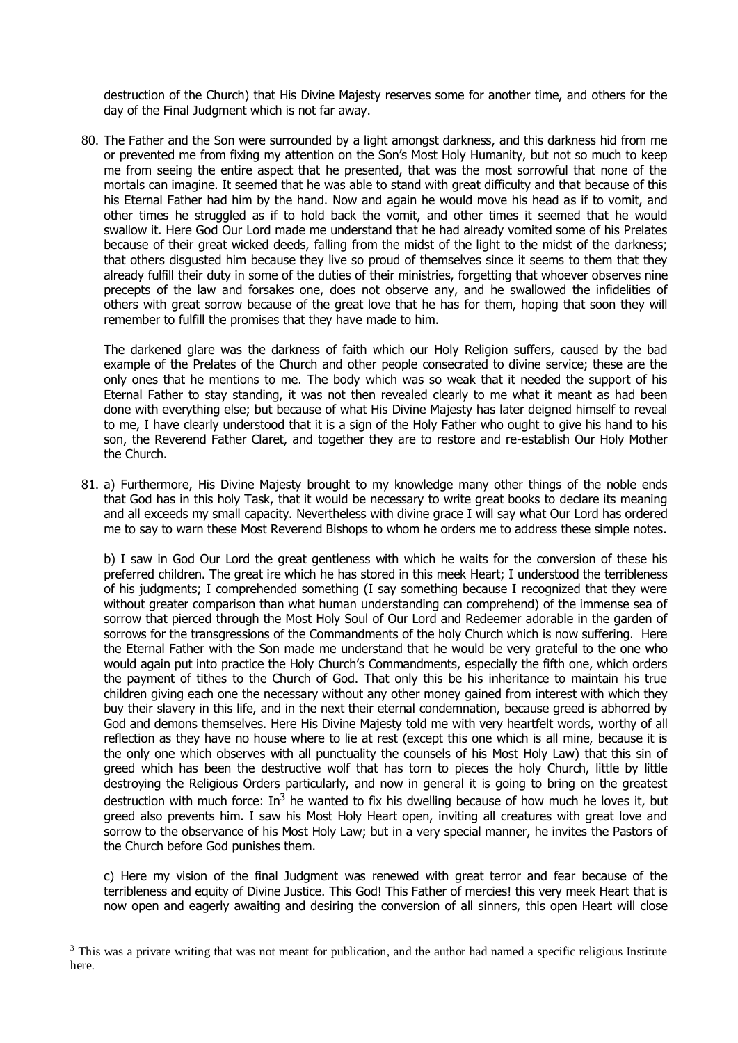destruction of the Church) that His Divine Majesty reserves some for another time, and others for the day of the Final Judgment which is not far away.

80. The Father and the Son were surrounded by a light amongst darkness, and this darkness hid from me or prevented me from fixing my attention on the Son's Most Holy Humanity, but not so much to keep me from seeing the entire aspect that he presented, that was the most sorrowful that none of the mortals can imagine. It seemed that he was able to stand with great difficulty and that because of this his Eternal Father had him by the hand. Now and again he would move his head as if to vomit, and other times he struggled as if to hold back the vomit, and other times it seemed that he would swallow it. Here God Our Lord made me understand that he had already vomited some of his Prelates because of their great wicked deeds, falling from the midst of the light to the midst of the darkness; that others disgusted him because they live so proud of themselves since it seems to them that they already fulfill their duty in some of the duties of their ministries, forgetting that whoever observes nine precepts of the law and forsakes one, does not observe any, and he swallowed the infidelities of others with great sorrow because of the great love that he has for them, hoping that soon they will remember to fulfill the promises that they have made to him.

    The darkened glare was the darkness of faith which our Holy Religion suffers, caused by the bad example of the Prelates of the Church and other people consecrated to divine service; these are the only ones that he mentions to me. The body which was so weak that it needed the support of his Eternal Father to stay standing, it was not then revealed clearly to me what it meant as had been done with everything else; but because of what His Divine Majesty has later deigned himself to reveal to me, I have clearly understood that it is a sign of the Holy Father who ought to give his hand to his son, the Reverend Father Claret, and together they are to restore and re-establish Our Holy Mother the Church.

81. a) Furthermore, His Divine Majesty brought to my knowledge many other things of the noble ends that God has in this holy Task, that it would be necessary to write great books to declare its meaning and all exceeds my small capacity. Nevertheless with divine grace I will say what Our Lord has ordered me to say to warn these Most Reverend Bishops to whom he orders me to address these simple notes.

    b) I saw in God Our Lord the great gentleness with which he waits for the conversion of these his preferred children. The great ire which he has stored in this meek Heart; I understood the terribleness of his judgments; I comprehended something (I say something because I recognized that they were without greater comparison than what human understanding can comprehend) of the immense sea of sorrow that pierced through the Most Holy Soul of Our Lord and Redeemer adorable in the garden of sorrows for the transgressions of the Commandments of the holy Church which is now suffering. Here the Eternal Father with the Son made me understand that he would be very grateful to the one who would again put into practice the Holy Church's Commandments, especially the fifth one, which orders the payment of tithes to the Church of God. That only this be his inheritance to maintain his true children giving each one the necessary without any other money gained from interest with which they buy their slavery in this life, and in the next their eternal condemnation, because greed is abhorred by God and demons themselves. Here His Divine Majesty told me with very heartfelt words, worthy of all reflection as they have no house where to lie at rest (except this one which is all mine, because it is the only one which observes with all punctuality the counsels of his Most Holy Law) that this sin of greed which has been the destructive wolf that has torn to pieces the holy Church, little by little destroying the Religious Orders particularly, and now in general it is going to bring on the greatest destruction with much force: In[3] he wanted to fix his dwelling because of how much he loves it, but greed also prevents him. I saw his Most Holy Heart open, inviting all creatures with great love and sorrow to the observance of his Most Holy Law; but in a very special manner, he invites the Pastors of the Church before God punishes them.

    c) Here my vision of the final Judgment was renewed with great terror and fear because of the terribleness and equity of Divine Justice. This God! This Father of mercies! this very meek Heart that is now open and eagerly awaiting and desiring the conversion of all sinners, this open Heart will close

---

[3] This was a private writing that was not meant for publication, and the author had named a specific religious Institute here.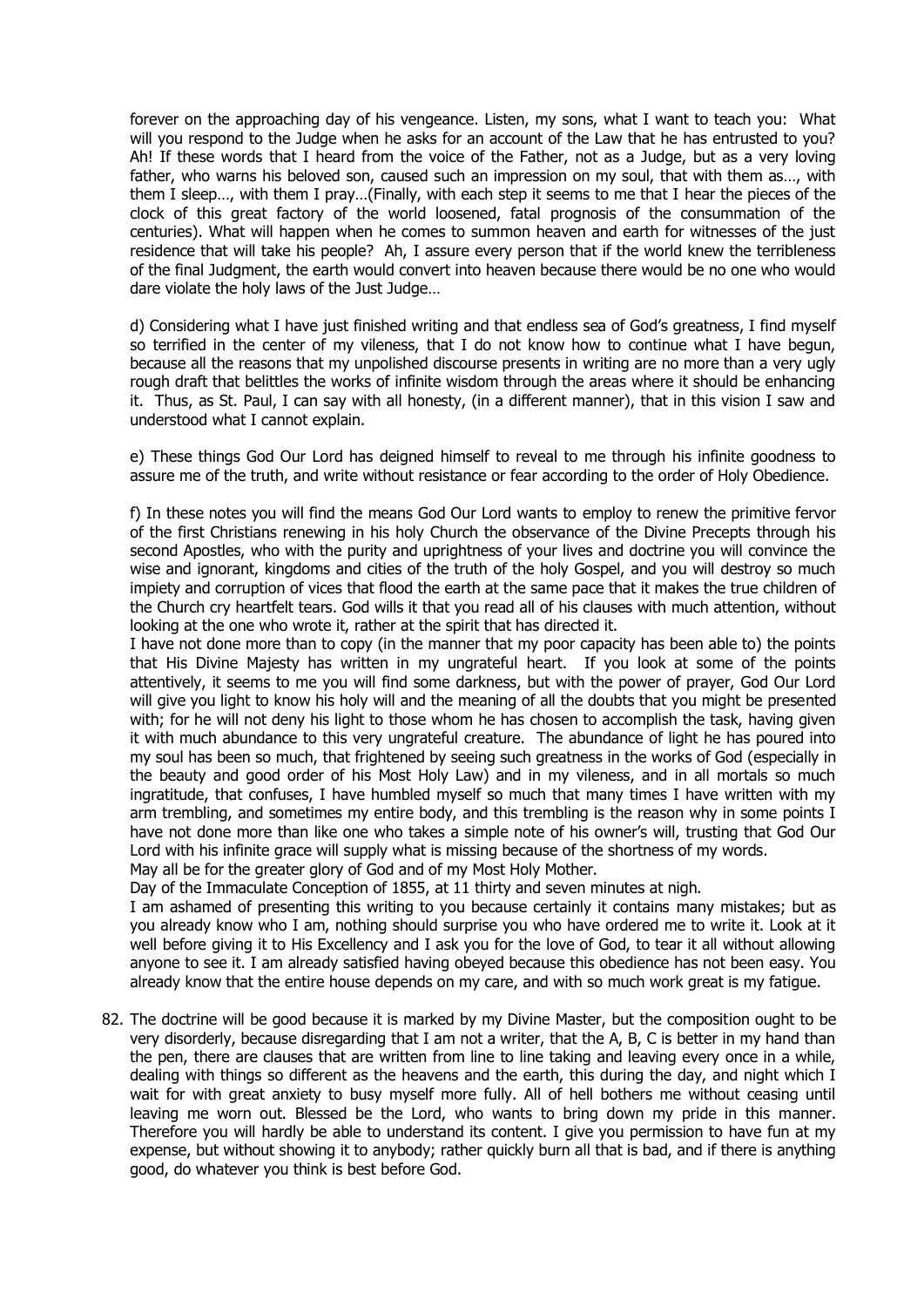forever on the approaching day of his vengeance. Listen, my sons, what I want to teach you: What will you respond to the Judge when he asks for an account of the Law that he has entrusted to you? Ah! If these words that I heard from the voice of the Father, not as a Judge, but as a very loving father, who warns his beloved son, caused such an impression on my soul, that with them as…, with them I sleep…, with them I pray…(Finally, with each step it seems to me that I hear the pieces of the clock of this great factory of the world loosened, fatal prognosis of the consummation of the centuries). What will happen when he comes to summon heaven and earth for witnesses of the just residence that will take his people? Ah, I assure every person that if the world knew the terribleness of the final Judgment, the earth would convert into heaven because there would be no one who would dare violate the holy laws of the Just Judge…

d) Considering what I have just finished writing and that endless sea of God's greatness, I find myself so terrified in the center of my vileness, that I do not know how to continue what I have begun, because all the reasons that my unpolished discourse presents in writing are no more than a very ugly rough draft that belittles the works of infinite wisdom through the areas where it should be enhancing it. Thus, as St. Paul, I can say with all honesty, (in a different manner), that in this vision I saw and understood what I cannot explain.

e) These things God Our Lord has deigned himself to reveal to me through his infinite goodness to assure me of the truth, and write without resistance or fear according to the order of Holy Obedience.

f) In these notes you will find the means God Our Lord wants to employ to renew the primitive fervor of the first Christians renewing in his holy Church the observance of the Divine Precepts through his second Apostles, who with the purity and uprightness of your lives and doctrine you will convince the wise and ignorant, kingdoms and cities of the truth of the holy Gospel, and you will destroy so much impiety and corruption of vices that flood the earth at the same pace that it makes the true children of the Church cry heartfelt tears. God wills it that you read all of his clauses with much attention, without looking at the one who wrote it, rather at the spirit that has directed it.

I have not done more than to copy (in the manner that my poor capacity has been able to) the points that His Divine Majesty has written in my ungrateful heart. If you look at some of the points attentively, it seems to me you will find some darkness, but with the power of prayer, God Our Lord will give you light to know his holy will and the meaning of all the doubts that you might be presented with; for he will not deny his light to those whom he has chosen to accomplish the task, having given it with much abundance to this very ungrateful creature. The abundance of light he has poured into my soul has been so much, that frightened by seeing such greatness in the works of God (especially in the beauty and good order of his Most Holy Law) and in my vileness, and in all mortals so much ingratitude, that confuses, I have humbled myself so much that many times I have written with my arm trembling, and sometimes my entire body, and this trembling is the reason why in some points I have not done more than like one who takes a simple note of his owner's will, trusting that God Our Lord with his infinite grace will supply what is missing because of the shortness of my words.

May all be for the greater glory of God and of my Most Holy Mother.

Day of the Immaculate Conception of 1855, at 11 thirty and seven minutes at nigh.

I am ashamed of presenting this writing to you because certainly it contains many mistakes; but as you already know who I am, nothing should surprise you who have ordered me to write it. Look at it well before giving it to His Excellency and I ask you for the love of God, to tear it all without allowing anyone to see it. I am already satisfied having obeyed because this obedience has not been easy. You already know that the entire house depends on my care, and with so much work great is my fatigue.

82. The doctrine will be good because it is marked by my Divine Master, but the composition ought to be very disorderly, because disregarding that I am not a writer, that the A, B, C is better in my hand than the pen, there are clauses that are written from line to line taking and leaving every once in a while, dealing with things so different as the heavens and the earth, this during the day, and night which I wait for with great anxiety to busy myself more fully. All of hell bothers me without ceasing until leaving me worn out. Blessed be the Lord, who wants to bring down my pride in this manner. Therefore you will hardly be able to understand its content. I give you permission to have fun at my expense, but without showing it to anybody; rather quickly burn all that is bad, and if there is anything good, do whatever you think is best before God.